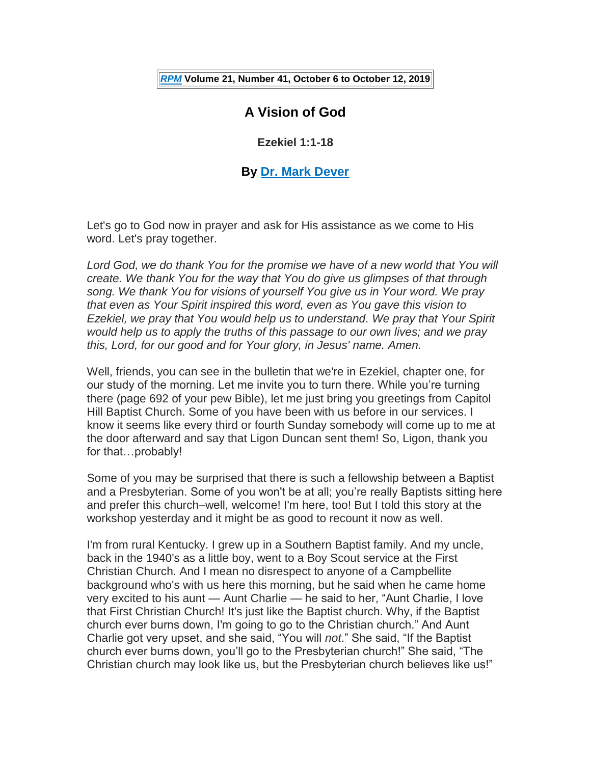*RPM* **Volume 21, Number 41, October 6 to October 12, 2019**

# A Vision of God

### Ezekiel 1:1-18

## By Dr. Mark Dever

Let's go to God now in prayer and ask for His assistance as we come to His word. Let's pray together.

*Lord God, we do thank You for the promise we have of a new world that You will create. We thank You for the way that You do give us glimpses of that through song. We thank You for visions of yourself You give us in Your word. We pray that even as Your Spirit inspired this word, even as You gave this vision to Ezekiel, we pray that You would help us to understand. We pray that Your Spirit would help us to apply the truths of this passage to our own lives; and we pray this, Lord, for our good and for Your glory, in Jesus' name. Amen.*

Well, friends, you can see in the bulletin that we're in Ezekiel, chapter one, for our study of the morning. Let me invite you to turn there. While you're turning there (page 692 of your pew Bible), let me just bring you greetings from Capitol Hill Baptist Church. Some of you have been with us before in our services. I know it seems like every third or fourth Sunday somebody will come up to me at the door afterward and say that Ligon Duncan sent them! So, Ligon, thank you for that…probably!

Some of you may be surprised that there is such a fellowship between a Baptist and a Presbyterian. Some of you won't be at all; you're really Baptists sitting here and prefer this church–well, welcome! I'm here, too! But I told this story at the workshop yesterday and it might be as good to recount it now as well.

I'm from rural Kentucky. I grew up in a Southern Baptist family. And my uncle, back in the 1940's as a little boy, went to a Boy Scout service at the First Christian Church. And I mean no disrespect to anyone of a Campbellite background who's with us here this morning, but he said when he came home very excited to his aunt — Aunt Charlie — he said to her, "Aunt Charlie, I love that First Christian Church! It's just like the Baptist church. Why, if the Baptist church ever burns down, I'm going to go to the Christian church." And Aunt Charlie got very upset, and she said, "You will *not*." She said, "If the Baptist church ever burns down, you'll go to the Presbyterian church!" She said, "The Christian church may look like us, but the Presbyterian church believes like us!"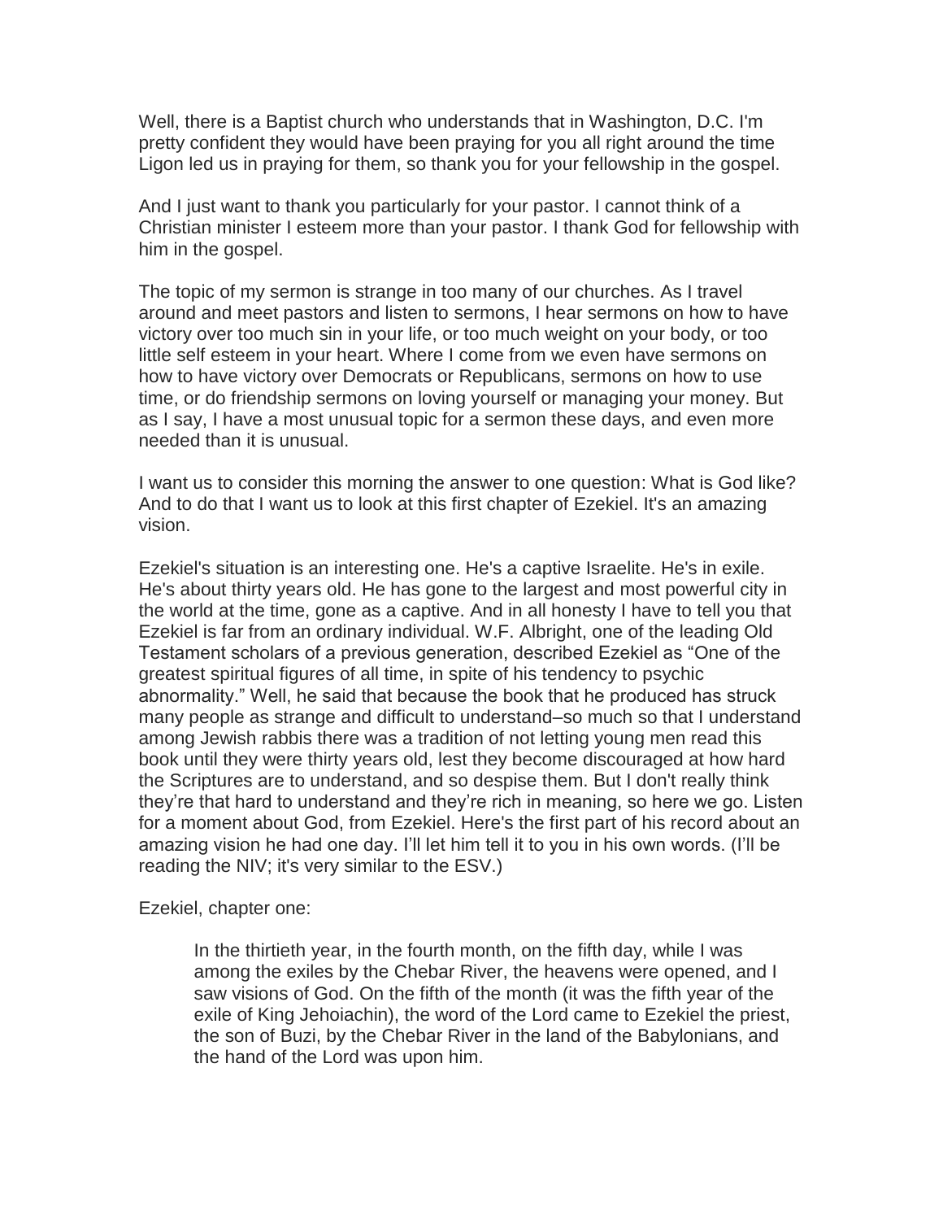Well, there is a Baptist church who understands that in Washington, D.C. I'm pretty confident they would have been praying for you all right around the time Ligon led us in praying for them, so thank you for your fellowship in the gospel.

And I just want to thank you particularly for your pastor. I cannot think of a Christian minister I esteem more than your pastor. I thank God for fellowship with him in the gospel.

The topic of my sermon is strange in too many of our churches. As I travel around and meet pastors and listen to sermons, I hear sermons on how to have victory over too much sin in your life, or too much weight on your body, or too little self esteem in your heart. Where I come from we even have sermons on how to have victory over Democrats or Republicans, sermons on how to use time, or do friendship sermons on loving yourself or managing your money. But as I say, I have a most unusual topic for a sermon these days, and even more needed than it is unusual.

I want us to consider this morning the answer to one question: What is God like? And to do that I want us to look at this first chapter of Ezekiel. It's an amazing vision.

Ezekiel's situation is an interesting one. He's a captive Israelite. He's in exile. He's about thirty years old. He has gone to the largest and most powerful city in the world at the time, gone as a captive. And in all honesty I have to tell you that Ezekiel is far from an ordinary individual. W.F. Albright, one of the leading Old Testament scholars of a previous generation, described Ezekiel as "One of the greatest spiritual figures of all time, in spite of his tendency to psychic abnormality." Well, he said that because the book that he produced has struck many people as strange and difficult to understand–so much so that I understand among Jewish rabbis there was a tradition of not letting young men read this book until they were thirty years old, lest they become discouraged at how hard the Scriptures are to understand, and so despise them. But I don't really think they're that hard to understand and they're rich in meaning, so here we go. Listen for a moment about God, from Ezekiel. Here's the first part of his record about an amazing vision he had one day. I'll let him tell it to you in his own words. (I'll be reading the NIV; it's very similar to the ESV.)

Ezekiel, chapter one:

> In the thirtieth year, in the fourth month, on the fifth day, while I was among the exiles by the Chebar River, the heavens were opened, and I saw visions of God. On the fifth of the month (it was the fifth year of the exile of King Jehoiachin), the word of the Lord came to Ezekiel the priest, the son of Buzi, by the Chebar River in the land of the Babylonians, and the hand of the Lord was upon him.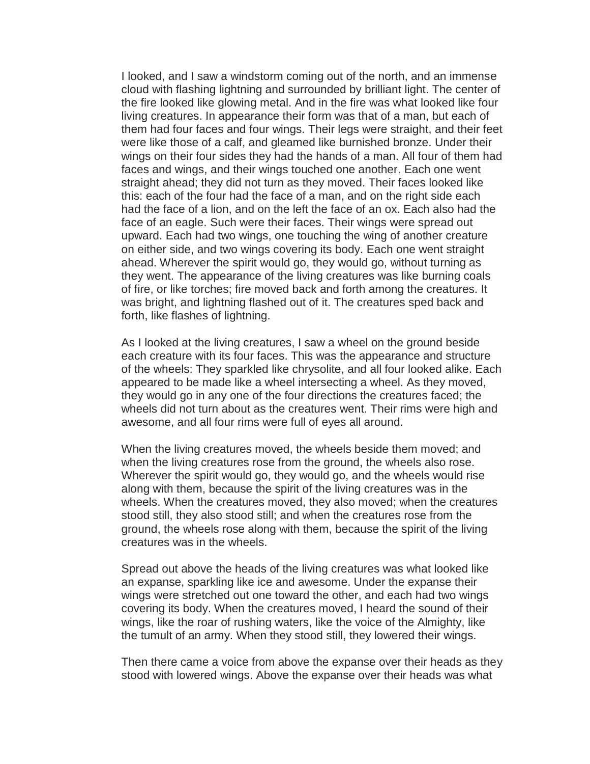I looked, and I saw a windstorm coming out of the north, and an immense cloud with flashing lightning and surrounded by brilliant light. The center of the fire looked like glowing metal. And in the fire was what looked like four living creatures. In appearance their form was that of a man, but each of them had four faces and four wings. Their legs were straight, and their feet were like those of a calf, and gleamed like burnished bronze. Under their wings on their four sides they had the hands of a man. All four of them had faces and wings, and their wings touched one another. Each one went straight ahead; they did not turn as they moved. Their faces looked like this: each of the four had the face of a man, and on the right side each had the face of a lion, and on the left the face of an ox. Each also had the face of an eagle. Such were their faces. Their wings were spread out upward. Each had two wings, one touching the wing of another creature on either side, and two wings covering its body. Each one went straight ahead. Wherever the spirit would go, they would go, without turning as they went. The appearance of the living creatures was like burning coals of fire, or like torches; fire moved back and forth among the creatures. It was bright, and lightning flashed out of it. The creatures sped back and forth, like flashes of lightning.

As I looked at the living creatures, I saw a wheel on the ground beside each creature with its four faces. This was the appearance and structure of the wheels: They sparkled like chrysolite, and all four looked alike. Each appeared to be made like a wheel intersecting a wheel. As they moved, they would go in any one of the four directions the creatures faced; the wheels did not turn about as the creatures went. Their rims were high and awesome, and all four rims were full of eyes all around.

When the living creatures moved, the wheels beside them moved; and when the living creatures rose from the ground, the wheels also rose. Wherever the spirit would go, they would go, and the wheels would rise along with them, because the spirit of the living creatures was in the wheels. When the creatures moved, they also moved; when the creatures stood still, they also stood still; and when the creatures rose from the ground, the wheels rose along with them, because the spirit of the living creatures was in the wheels.

Spread out above the heads of the living creatures was what looked like an expanse, sparkling like ice and awesome. Under the expanse their wings were stretched out one toward the other, and each had two wings covering its body. When the creatures moved, I heard the sound of their wings, like the roar of rushing waters, like the voice of the Almighty, like the tumult of an army. When they stood still, they lowered their wings.

Then there came a voice from above the expanse over their heads as they stood with lowered wings. Above the expanse over their heads was what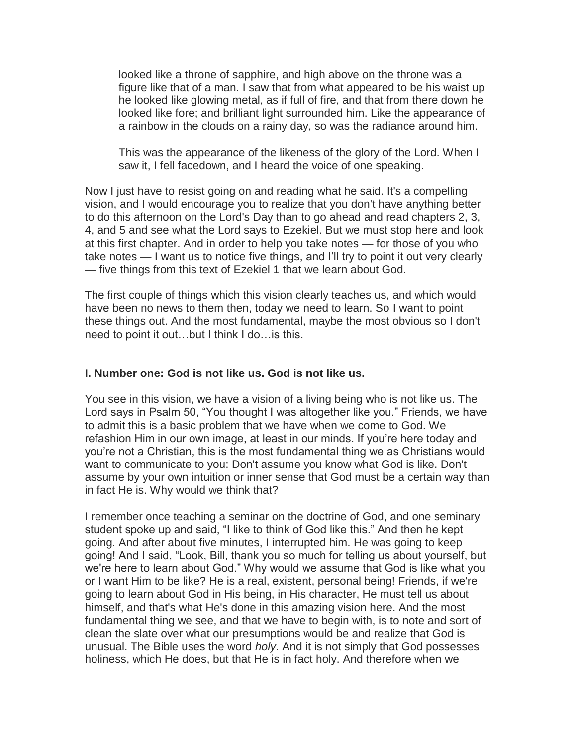> looked like a throne of sapphire, and high above on the throne was a figure like that of a man. I saw that from what appeared to be his waist up he looked like glowing metal, as if full of fire, and that from there down he looked like fore; and brilliant light surrounded him. Like the appearance of a rainbow in the clouds on a rainy day, so was the radiance around him.
>
> This was the appearance of the likeness of the glory of the Lord. When I saw it, I fell facedown, and I heard the voice of one speaking.

Now I just have to resist going on and reading what he said. It's a compelling vision, and I would encourage you to realize that you don't have anything better to do this afternoon on the Lord's Day than to go ahead and read chapters 2, 3, 4, and 5 and see what the Lord says to Ezekiel. But we must stop here and look at this first chapter. And in order to help you take notes — for those of you who take notes — I want us to notice five things, and I'll try to point it out very clearly — five things from this text of Ezekiel 1 that we learn about God.

The first couple of things which this vision clearly teaches us, and which would have been no news to them then, today we need to learn. So I want to point these things out. And the most fundamental, maybe the most obvious so I don't need to point it out…but I think I do…is this.

**I. Number one: God is not like us. God is not like us.**

You see in this vision, we have a vision of a living being who is not like us. The Lord says in Psalm 50, "You thought I was altogether like you." Friends, we have to admit this is a basic problem that we have when we come to God. We refashion Him in our own image, at least in our minds. If you're here today and you're not a Christian, this is the most fundamental thing we as Christians would want to communicate to you: Don't assume you know what God is like. Don't assume by your own intuition or inner sense that God must be a certain way than in fact He is. Why would we think that?

I remember once teaching a seminar on the doctrine of God, and one seminary student spoke up and said, "I like to think of God like this." And then he kept going. And after about five minutes, I interrupted him. He was going to keep going! And I said, "Look, Bill, thank you so much for telling us about yourself, but we're here to learn about God." Why would we assume that God is like what you or I want Him to be like? He is a real, existent, personal being! Friends, if we're going to learn about God in His being, in His character, He must tell us about himself, and that's what He's done in this amazing vision here. And the most fundamental thing we see, and that we have to begin with, is to note and sort of clean the slate over what our presumptions would be and realize that God is unusual. The Bible uses the word *holy*. And it is not simply that God possesses holiness, which He does, but that He is in fact holy. And therefore when we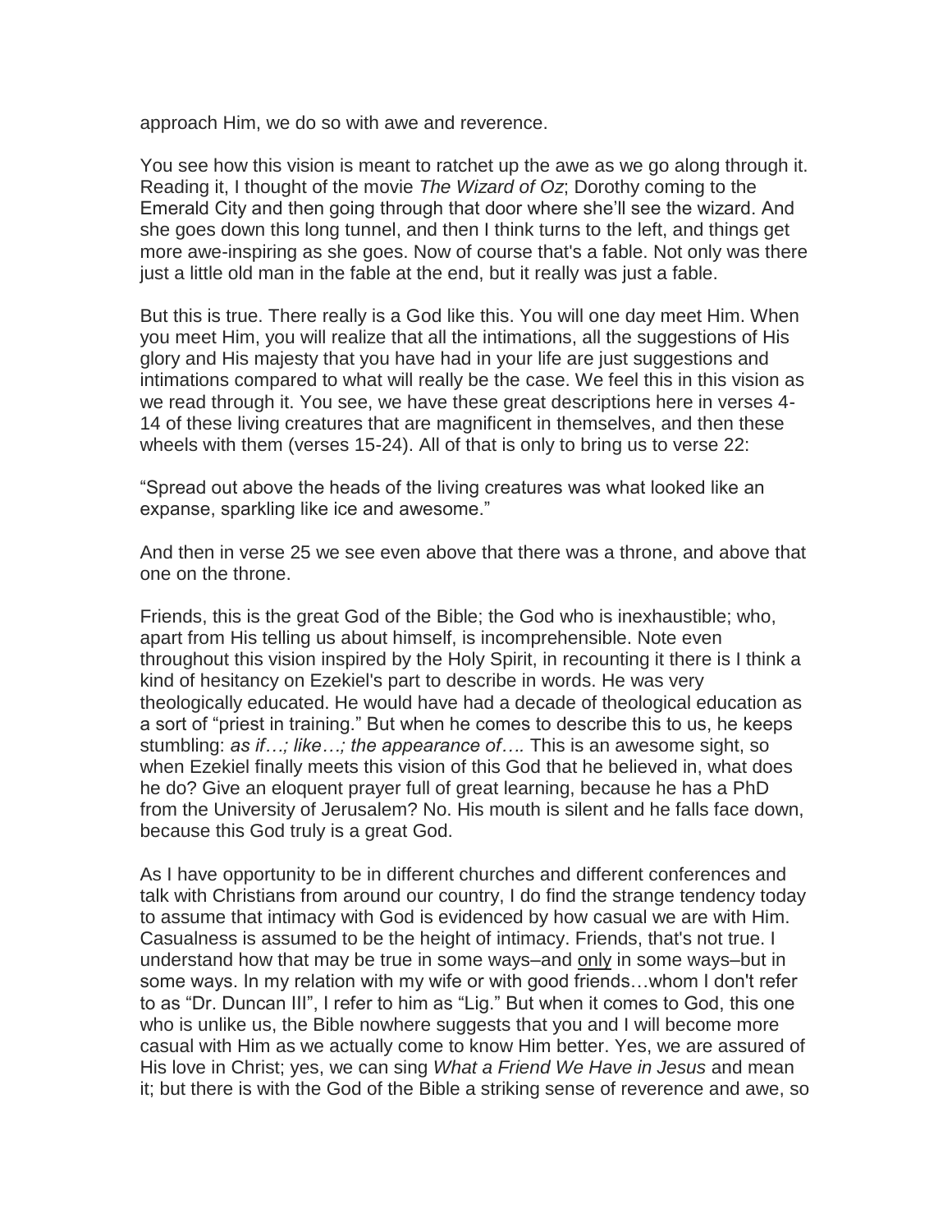approach Him, we do so with awe and reverence.

You see how this vision is meant to ratchet up the awe as we go along through it. Reading it, I thought of the movie *The Wizard of Oz*; Dorothy coming to the Emerald City and then going through that door where she'll see the wizard. And she goes down this long tunnel, and then I think turns to the left, and things get more awe-inspiring as she goes. Now of course that's a fable. Not only was there just a little old man in the fable at the end, but it really was just a fable.

But this is true. There really is a God like this. You will one day meet Him. When you meet Him, you will realize that all the intimations, all the suggestions of His glory and His majesty that you have had in your life are just suggestions and intimations compared to what will really be the case. We feel this in this vision as we read through it. You see, we have these great descriptions here in verses 4-14 of these living creatures that are magnificent in themselves, and then these wheels with them (verses 15-24). All of that is only to bring us to verse 22:

"Spread out above the heads of the living creatures was what looked like an expanse, sparkling like ice and awesome."

And then in verse 25 we see even above that there was a throne, and above that one on the throne.

Friends, this is the great God of the Bible; the God who is inexhaustible; who, apart from His telling us about himself, is incomprehensible. Note even throughout this vision inspired by the Holy Spirit, in recounting it there is I think a kind of hesitancy on Ezekiel's part to describe in words. He was very theologically educated. He would have had a decade of theological education as a sort of "priest in training." But when he comes to describe this to us, he keeps stumbling: *as if…; like…; the appearance of….* This is an awesome sight, so when Ezekiel finally meets this vision of this God that he believed in, what does he do? Give an eloquent prayer full of great learning, because he has a PhD from the University of Jerusalem? No. His mouth is silent and he falls face down, because this God truly is a great God.

As I have opportunity to be in different churches and different conferences and talk with Christians from around our country, I do find the strange tendency today to assume that intimacy with God is evidenced by how casual we are with Him. Casualness is assumed to be the height of intimacy. Friends, that's not true. I understand how that may be true in some ways–and only in some ways–but in some ways. In my relation with my wife or with good friends…whom I don't refer to as "Dr. Duncan III", I refer to him as "Lig." But when it comes to God, this one who is unlike us, the Bible nowhere suggests that you and I will become more casual with Him as we actually come to know Him better. Yes, we are assured of His love in Christ; yes, we can sing *What a Friend We Have in Jesus* and mean it; but there is with the God of the Bible a striking sense of reverence and awe, so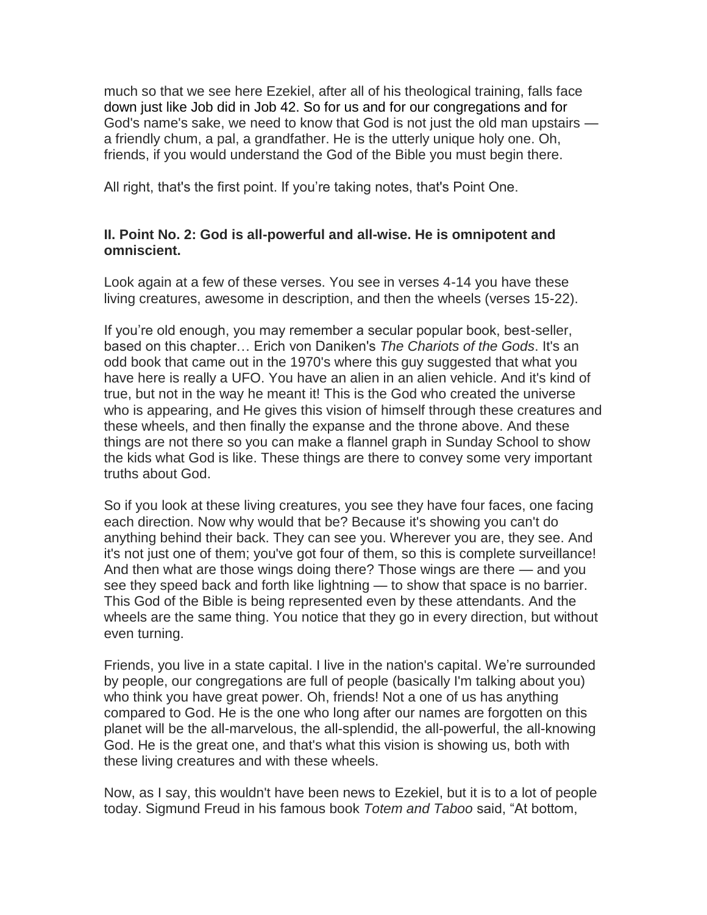much so that we see here Ezekiel, after all of his theological training, falls face down just like Job did in Job 42. So for us and for our congregations and for God's name's sake, we need to know that God is not just the old man upstairs — a friendly chum, a pal, a grandfather. He is the utterly unique holy one. Oh, friends, if you would understand the God of the Bible you must begin there.

All right, that's the first point. If you're taking notes, that's Point One.

### II. Point No. 2: God is all-powerful and all-wise. He is omnipotent and omniscient.

Look again at a few of these verses. You see in verses 4-14 you have these living creatures, awesome in description, and then the wheels (verses 15-22).

If you're old enough, you may remember a secular popular book, best-seller, based on this chapter… Erich von Daniken's *The Chariots of the Gods*. It's an odd book that came out in the 1970's where this guy suggested that what you have here is really a UFO. You have an alien in an alien vehicle. And it's kind of true, but not in the way he meant it! This is the God who created the universe who is appearing, and He gives this vision of himself through these creatures and these wheels, and then finally the expanse and the throne above. And these things are not there so you can make a flannel graph in Sunday School to show the kids what God is like. These things are there to convey some very important truths about God.

So if you look at these living creatures, you see they have four faces, one facing each direction. Now why would that be? Because it's showing you can't do anything behind their back. They can see you. Wherever you are, they see. And it's not just one of them; you've got four of them, so this is complete surveillance! And then what are those wings doing there? Those wings are there — and you see they speed back and forth like lightning — to show that space is no barrier. This God of the Bible is being represented even by these attendants. And the wheels are the same thing. You notice that they go in every direction, but without even turning.

Friends, you live in a state capital. I live in the nation's capital. We're surrounded by people, our congregations are full of people (basically I'm talking about you) who think you have great power. Oh, friends! Not a one of us has anything compared to God. He is the one who long after our names are forgotten on this planet will be the all-marvelous, the all-splendid, the all-powerful, the all-knowing God. He is the great one, and that's what this vision is showing us, both with these living creatures and with these wheels.

Now, as I say, this wouldn't have been news to Ezekiel, but it is to a lot of people today. Sigmund Freud in his famous book *Totem and Taboo* said, "At bottom,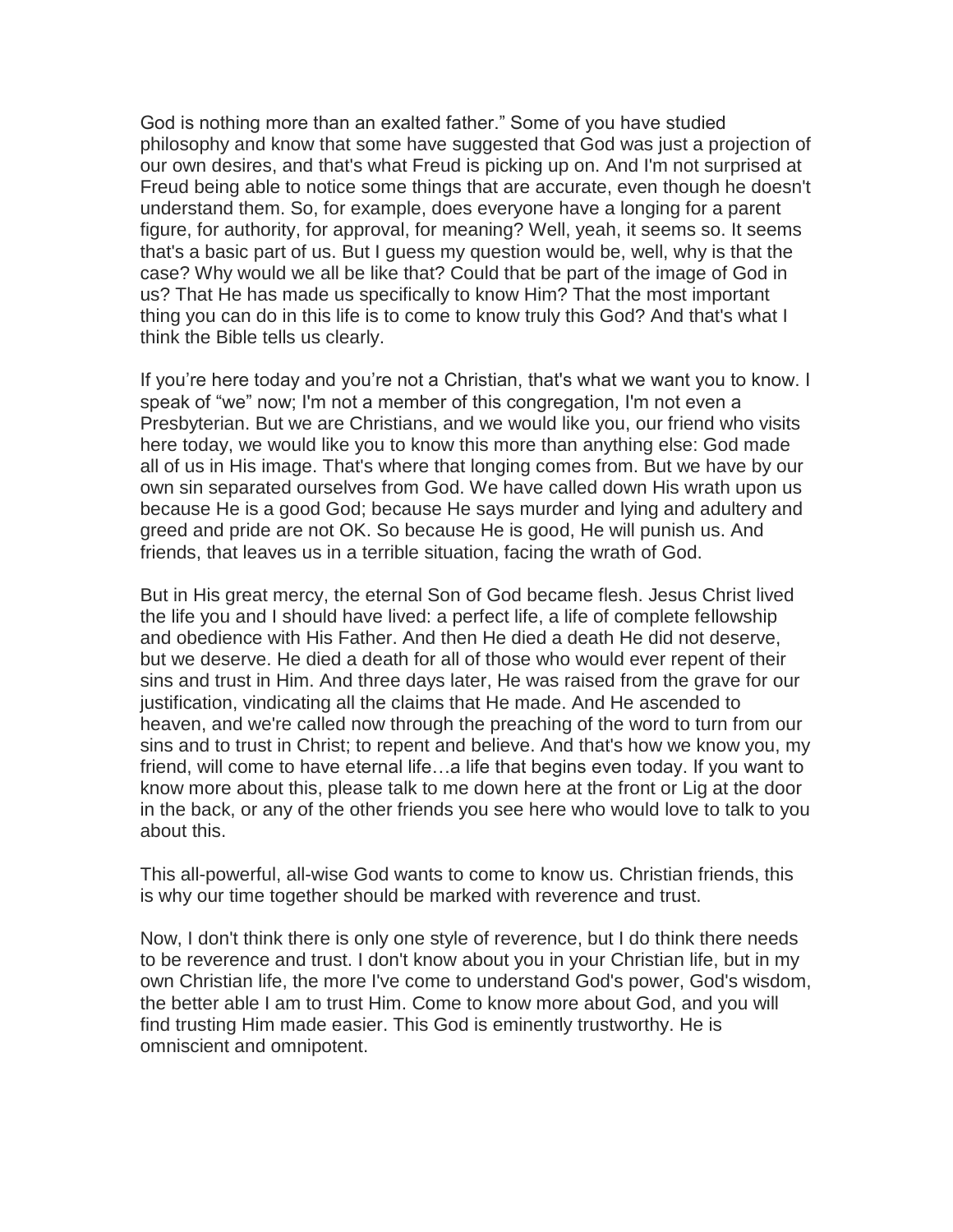God is nothing more than an exalted father." Some of you have studied philosophy and know that some have suggested that God was just a projection of our own desires, and that's what Freud is picking up on. And I'm not surprised at Freud being able to notice some things that are accurate, even though he doesn't understand them. So, for example, does everyone have a longing for a parent figure, for authority, for approval, for meaning? Well, yeah, it seems so. It seems that's a basic part of us. But I guess my question would be, well, why is that the case? Why would we all be like that? Could that be part of the image of God in us? That He has made us specifically to know Him? That the most important thing you can do in this life is to come to know truly this God? And that's what I think the Bible tells us clearly.

If you're here today and you're not a Christian, that's what we want you to know. I speak of "we" now; I'm not a member of this congregation, I'm not even a Presbyterian. But we are Christians, and we would like you, our friend who visits here today, we would like you to know this more than anything else: God made all of us in His image. That's where that longing comes from. But we have by our own sin separated ourselves from God. We have called down His wrath upon us because He is a good God; because He says murder and lying and adultery and greed and pride are not OK. So because He is good, He will punish us. And friends, that leaves us in a terrible situation, facing the wrath of God.

But in His great mercy, the eternal Son of God became flesh. Jesus Christ lived the life you and I should have lived: a perfect life, a life of complete fellowship and obedience with His Father. And then He died a death He did not deserve, but we deserve. He died a death for all of those who would ever repent of their sins and trust in Him. And three days later, He was raised from the grave for our justification, vindicating all the claims that He made. And He ascended to heaven, and we're called now through the preaching of the word to turn from our sins and to trust in Christ; to repent and believe. And that's how we know you, my friend, will come to have eternal life…a life that begins even today. If you want to know more about this, please talk to me down here at the front or Lig at the door in the back, or any of the other friends you see here who would love to talk to you about this.

This all-powerful, all-wise God wants to come to know us. Christian friends, this is why our time together should be marked with reverence and trust.

Now, I don't think there is only one style of reverence, but I do think there needs to be reverence and trust. I don't know about you in your Christian life, but in my own Christian life, the more I've come to understand God's power, God's wisdom, the better able I am to trust Him. Come to know more about God, and you will find trusting Him made easier. This God is eminently trustworthy. He is omniscient and omnipotent.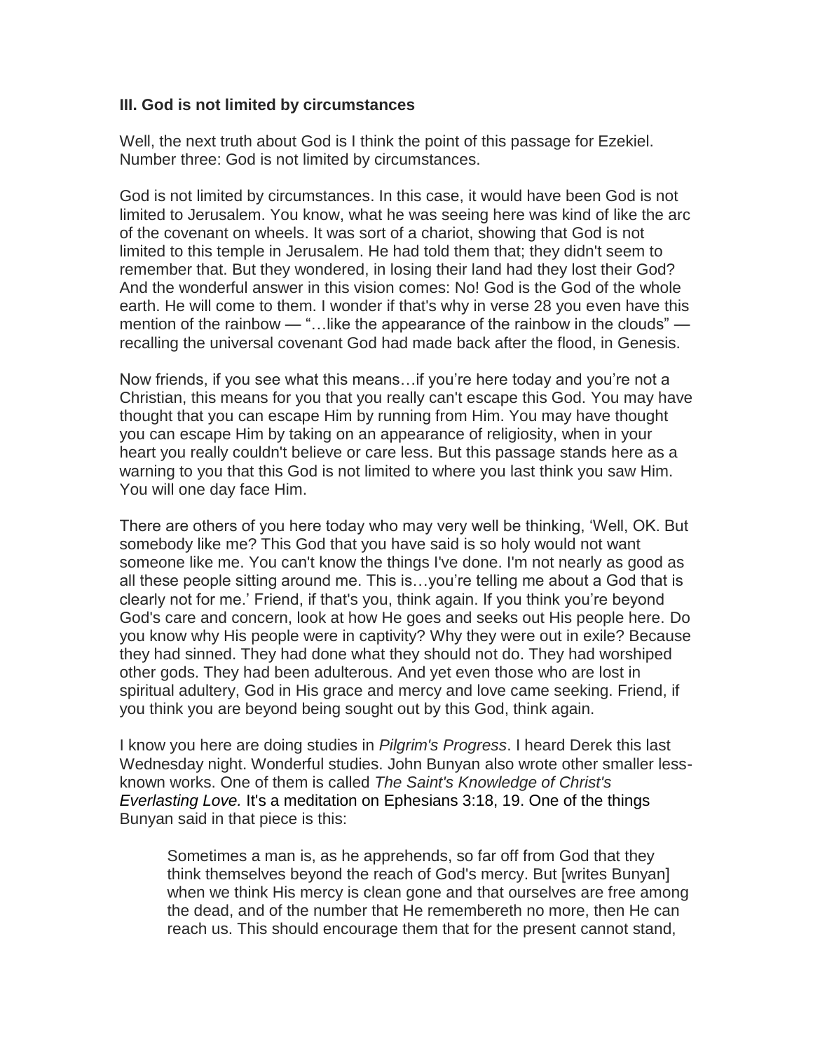**III. God is not limited by circumstances**

Well, the next truth about God is I think the point of this passage for Ezekiel. Number three: God is not limited by circumstances.

God is not limited by circumstances. In this case, it would have been God is not limited to Jerusalem. You know, what he was seeing here was kind of like the arc of the covenant on wheels. It was sort of a chariot, showing that God is not limited to this temple in Jerusalem. He had told them that; they didn't seem to remember that. But they wondered, in losing their land had they lost their God? And the wonderful answer in this vision comes: No! God is the God of the whole earth. He will come to them. I wonder if that's why in verse 28 you even have this mention of the rainbow — "…like the appearance of the rainbow in the clouds" — recalling the universal covenant God had made back after the flood, in Genesis.

Now friends, if you see what this means…if you're here today and you're not a Christian, this means for you that you really can't escape this God. You may have thought that you can escape Him by running from Him. You may have thought you can escape Him by taking on an appearance of religiosity, when in your heart you really couldn't believe or care less. But this passage stands here as a warning to you that this God is not limited to where you last think you saw Him. You will one day face Him.

There are others of you here today who may very well be thinking, 'Well, OK. But somebody like me? This God that you have said is so holy would not want someone like me. You can't know the things I've done. I'm not nearly as good as all these people sitting around me. This is…you're telling me about a God that is clearly not for me.' Friend, if that's you, think again. If you think you're beyond God's care and concern, look at how He goes and seeks out His people here. Do you know why His people were in captivity? Why they were out in exile? Because they had sinned. They had done what they should not do. They had worshiped other gods. They had been adulterous. And yet even those who are lost in spiritual adultery, God in His grace and mercy and love came seeking. Friend, if you think you are beyond being sought out by this God, think again.

I know you here are doing studies in *Pilgrim's Progress*. I heard Derek this last Wednesday night. Wonderful studies. John Bunyan also wrote other smaller less-known works. One of them is called *The Saint's Knowledge of Christ's Everlasting Love.* It's a meditation on Ephesians 3:18, 19. One of the things Bunyan said in that piece is this:

> Sometimes a man is, as he apprehends, so far off from God that they think themselves beyond the reach of God's mercy. But [writes Bunyan] when we think His mercy is clean gone and that ourselves are free among the dead, and of the number that He remembereth no more, then He can reach us. This should encourage them that for the present cannot stand,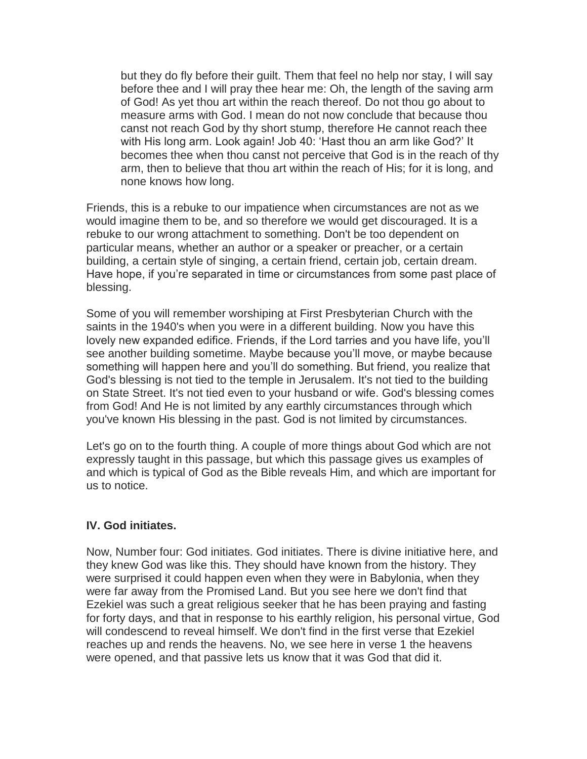> but they do fly before their guilt. Them that feel no help nor stay, I will say before thee and I will pray thee hear me: Oh, the length of the saving arm of God! As yet thou art within the reach thereof. Do not thou go about to measure arms with God. I mean do not now conclude that because thou canst not reach God by thy short stump, therefore He cannot reach thee with His long arm. Look again! Job 40: 'Hast thou an arm like God?' It becomes thee when thou canst not perceive that God is in the reach of thy arm, then to believe that thou art within the reach of His; for it is long, and none knows how long.

Friends, this is a rebuke to our impatience when circumstances are not as we would imagine them to be, and so therefore we would get discouraged. It is a rebuke to our wrong attachment to something. Don't be too dependent on particular means, whether an author or a speaker or preacher, or a certain building, a certain style of singing, a certain friend, certain job, certain dream. Have hope, if you're separated in time or circumstances from some past place of blessing.

Some of you will remember worshiping at First Presbyterian Church with the saints in the 1940's when you were in a different building. Now you have this lovely new expanded edifice. Friends, if the Lord tarries and you have life, you'll see another building sometime. Maybe because you'll move, or maybe because something will happen here and you'll do something. But friend, you realize that God's blessing is not tied to the temple in Jerusalem. It's not tied to the building on State Street. It's not tied even to your husband or wife. God's blessing comes from God! And He is not limited by any earthly circumstances through which you've known His blessing in the past. God is not limited by circumstances.

Let's go on to the fourth thing. A couple of more things about God which are not expressly taught in this passage, but which this passage gives us examples of and which is typical of God as the Bible reveals Him, and which are important for us to notice.

**IV. God initiates.**

Now, Number four: God initiates. God initiates. There is divine initiative here, and they knew God was like this. They should have known from the history. They were surprised it could happen even when they were in Babylonia, when they were far away from the Promised Land. But you see here we don't find that Ezekiel was such a great religious seeker that he has been praying and fasting for forty days, and that in response to his earthly religion, his personal virtue, God will condescend to reveal himself. We don't find in the first verse that Ezekiel reaches up and rends the heavens. No, we see here in verse 1 the heavens were opened, and that passive lets us know that it was God that did it.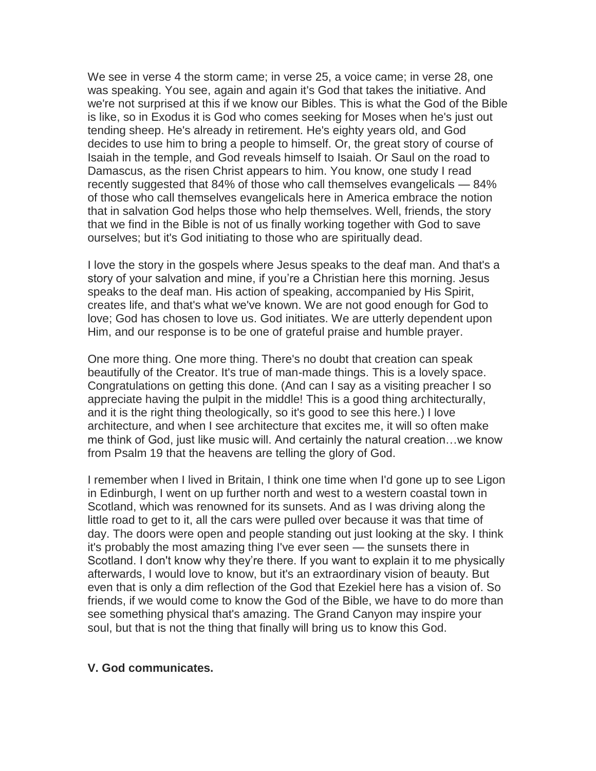We see in verse 4 the storm came; in verse 25, a voice came; in verse 28, one was speaking. You see, again and again it's God that takes the initiative. And we're not surprised at this if we know our Bibles. This is what the God of the Bible is like, so in Exodus it is God who comes seeking for Moses when he's just out tending sheep. He's already in retirement. He's eighty years old, and God decides to use him to bring a people to himself. Or, the great story of course of Isaiah in the temple, and God reveals himself to Isaiah. Or Saul on the road to Damascus, as the risen Christ appears to him. You know, one study I read recently suggested that 84% of those who call themselves evangelicals — 84% of those who call themselves evangelicals here in America embrace the notion that in salvation God helps those who help themselves. Well, friends, the story that we find in the Bible is not of us finally working together with God to save ourselves; but it's God initiating to those who are spiritually dead.

I love the story in the gospels where Jesus speaks to the deaf man. And that's a story of your salvation and mine, if you're a Christian here this morning. Jesus speaks to the deaf man. His action of speaking, accompanied by His Spirit, creates life, and that's what we've known. We are not good enough for God to love; God has chosen to love us. God initiates. We are utterly dependent upon Him, and our response is to be one of grateful praise and humble prayer.

One more thing. One more thing. There's no doubt that creation can speak beautifully of the Creator. It's true of man-made things. This is a lovely space. Congratulations on getting this done. (And can I say as a visiting preacher I so appreciate having the pulpit in the middle! This is a good thing architecturally, and it is the right thing theologically, so it's good to see this here.) I love architecture, and when I see architecture that excites me, it will so often make me think of God, just like music will. And certainly the natural creation…we know from Psalm 19 that the heavens are telling the glory of God.

I remember when I lived in Britain, I think one time when I'd gone up to see Ligon in Edinburgh, I went on up further north and west to a western coastal town in Scotland, which was renowned for its sunsets. And as I was driving along the little road to get to it, all the cars were pulled over because it was that time of day. The doors were open and people standing out just looking at the sky. I think it's probably the most amazing thing I've ever seen — the sunsets there in Scotland. I don't know why they're there. If you want to explain it to me physically afterwards, I would love to know, but it's an extraordinary vision of beauty. But even that is only a dim reflection of the God that Ezekiel here has a vision of. So friends, if we would come to know the God of the Bible, we have to do more than see something physical that's amazing. The Grand Canyon may inspire your soul, but that is not the thing that finally will bring us to know this God.

**V. God communicates.**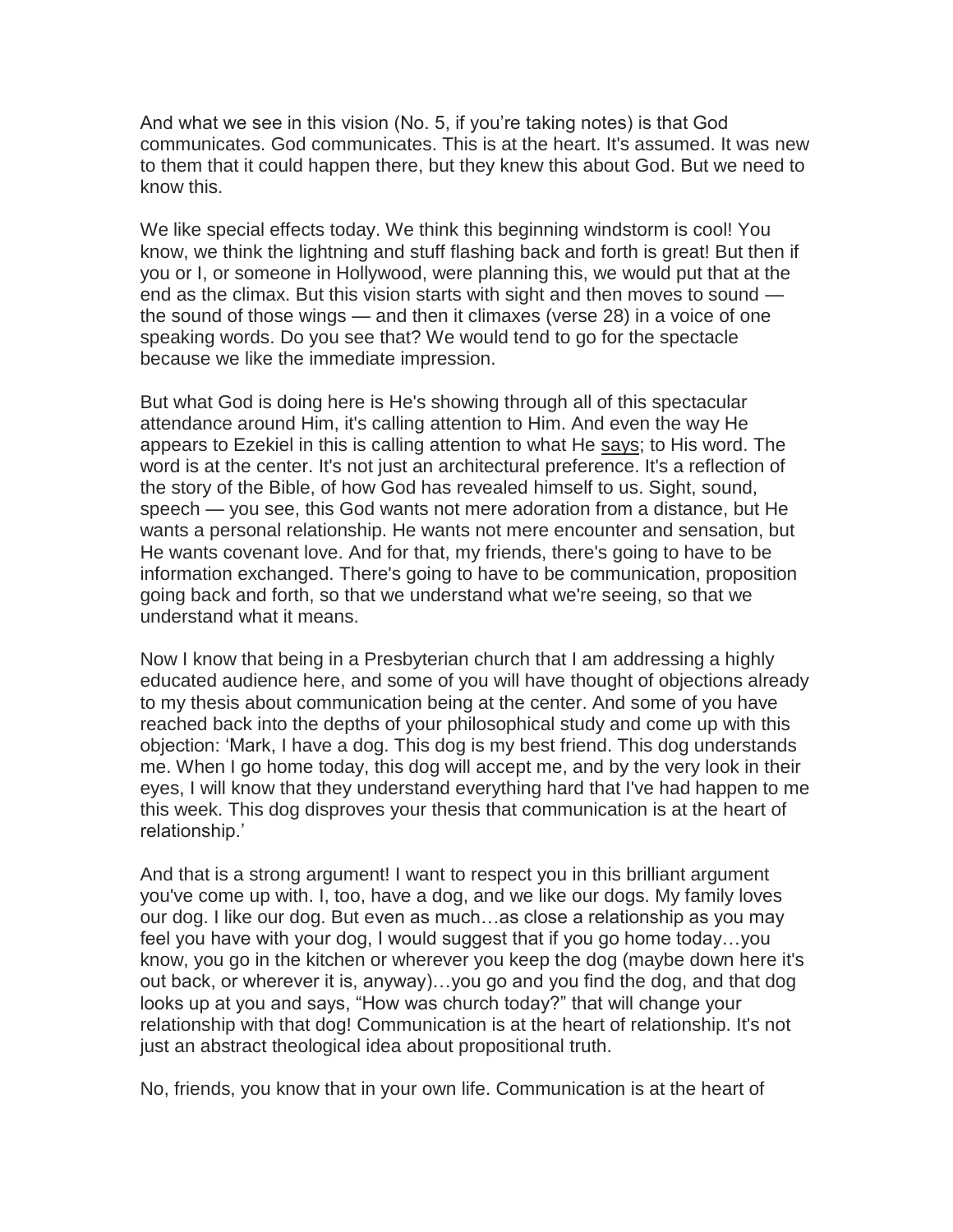And what we see in this vision (No. 5, if you're taking notes) is that God communicates. God communicates. This is at the heart. It's assumed. It was new to them that it could happen there, but they knew this about God. But we need to know this.

We like special effects today. We think this beginning windstorm is cool! You know, we think the lightning and stuff flashing back and forth is great! But then if you or I, or someone in Hollywood, were planning this, we would put that at the end as the climax. But this vision starts with sight and then moves to sound — the sound of those wings — and then it climaxes (verse 28) in a voice of one speaking words. Do you see that? We would tend to go for the spectacle because we like the immediate impression.

But what God is doing here is He's showing through all of this spectacular attendance around Him, it's calling attention to Him. And even the way He appears to Ezekiel in this is calling attention to what He says; to His word. The word is at the center. It's not just an architectural preference. It's a reflection of the story of the Bible, of how God has revealed himself to us. Sight, sound, speech — you see, this God wants not mere adoration from a distance, but He wants a personal relationship. He wants not mere encounter and sensation, but He wants covenant love. And for that, my friends, there's going to have to be information exchanged. There's going to have to be communication, proposition going back and forth, so that we understand what we're seeing, so that we understand what it means.

Now I know that being in a Presbyterian church that I am addressing a highly educated audience here, and some of you will have thought of objections already to my thesis about communication being at the center. And some of you have reached back into the depths of your philosophical study and come up with this objection: 'Mark, I have a dog. This dog is my best friend. This dog understands me. When I go home today, this dog will accept me, and by the very look in their eyes, I will know that they understand everything hard that I've had happen to me this week. This dog disproves your thesis that communication is at the heart of relationship.'

And that is a strong argument! I want to respect you in this brilliant argument you've come up with. I, too, have a dog, and we like our dogs. My family loves our dog. I like our dog. But even as much…as close a relationship as you may feel you have with your dog, I would suggest that if you go home today…you know, you go in the kitchen or wherever you keep the dog (maybe down here it's out back, or wherever it is, anyway)…you go and you find the dog, and that dog looks up at you and says, "How was church today?" that will change your relationship with that dog! Communication is at the heart of relationship. It's not just an abstract theological idea about propositional truth.

No, friends, you know that in your own life. Communication is at the heart of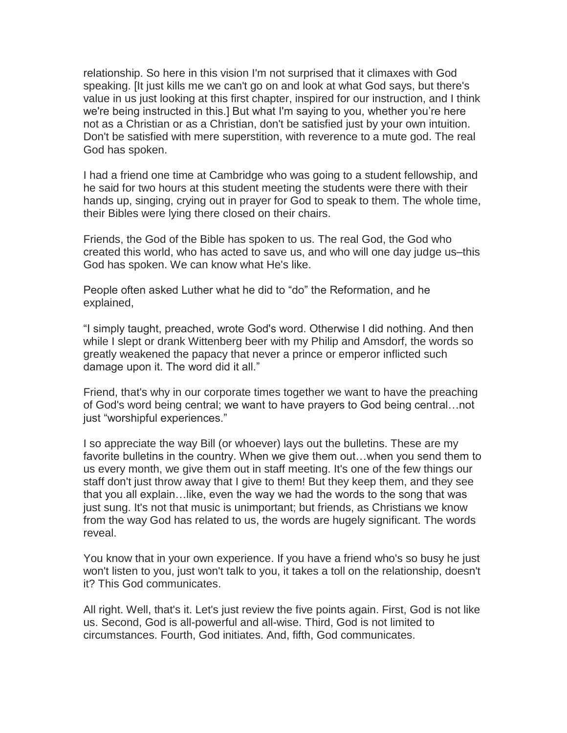relationship. So here in this vision I'm not surprised that it climaxes with God speaking. [It just kills me we can't go on and look at what God says, but there's value in us just looking at this first chapter, inspired for our instruction, and I think we're being instructed in this.] But what I'm saying to you, whether you're here not as a Christian or as a Christian, don't be satisfied just by your own intuition. Don't be satisfied with mere superstition, with reverence to a mute god. The real God has spoken.

I had a friend one time at Cambridge who was going to a student fellowship, and he said for two hours at this student meeting the students were there with their hands up, singing, crying out in prayer for God to speak to them. The whole time, their Bibles were lying there closed on their chairs.

Friends, the God of the Bible has spoken to us. The real God, the God who created this world, who has acted to save us, and who will one day judge us–this God has spoken. We can know what He's like.

People often asked Luther what he did to "do" the Reformation, and he explained,

"I simply taught, preached, wrote God's word. Otherwise I did nothing. And then while I slept or drank Wittenberg beer with my Philip and Amsdorf, the words so greatly weakened the papacy that never a prince or emperor inflicted such damage upon it. The word did it all."

Friend, that's why in our corporate times together we want to have the preaching of God's word being central; we want to have prayers to God being central…not just "worshipful experiences."

I so appreciate the way Bill (or whoever) lays out the bulletins. These are my favorite bulletins in the country. When we give them out…when you send them to us every month, we give them out in staff meeting. It's one of the few things our staff don't just throw away that I give to them! But they keep them, and they see that you all explain…like, even the way we had the words to the song that was just sung. It's not that music is unimportant; but friends, as Christians we know from the way God has related to us, the words are hugely significant. The words reveal.

You know that in your own experience. If you have a friend who's so busy he just won't listen to you, just won't talk to you, it takes a toll on the relationship, doesn't it? This God communicates.

All right. Well, that's it. Let's just review the five points again. First, God is not like us. Second, God is all-powerful and all-wise. Third, God is not limited to circumstances. Fourth, God initiates. And, fifth, God communicates.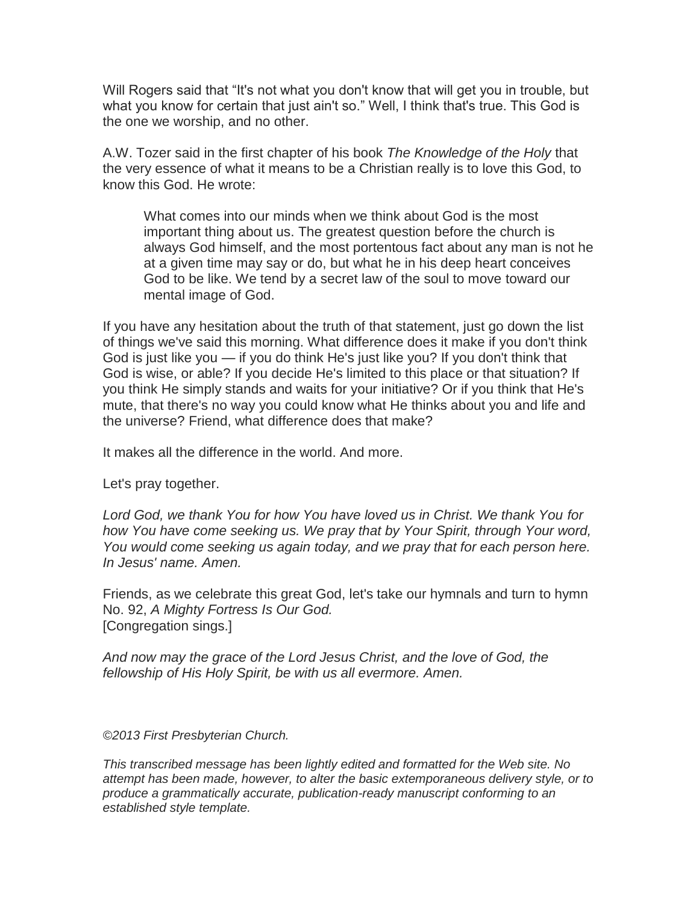Will Rogers said that "It's not what you don't know that will get you in trouble, but what you know for certain that just ain't so." Well, I think that's true. This God is the one we worship, and no other.

A.W. Tozer said in the first chapter of his book *The Knowledge of the Holy* that the very essence of what it means to be a Christian really is to love this God, to know this God. He wrote:

> What comes into our minds when we think about God is the most important thing about us. The greatest question before the church is always God himself, and the most portentous fact about any man is not he at a given time may say or do, but what he in his deep heart conceives God to be like. We tend by a secret law of the soul to move toward our mental image of God.

If you have any hesitation about the truth of that statement, just go down the list of things we've said this morning. What difference does it make if you don't think God is just like you — if you do think He's just like you? If you don't think that God is wise, or able? If you decide He's limited to this place or that situation? If you think He simply stands and waits for your initiative? Or if you think that He's mute, that there's no way you could know what He thinks about you and life and the universe? Friend, what difference does that make?

It makes all the difference in the world. And more.

Let's pray together.

*Lord God, we thank You for how You have loved us in Christ. We thank You for how You have come seeking us. We pray that by Your Spirit, through Your word, You would come seeking us again today, and we pray that for each person here. In Jesus' name. Amen.*

Friends, as we celebrate this great God, let's take our hymnals and turn to hymn No. 92, *A Mighty Fortress Is Our God.*
[Congregation sings.]

*And now may the grace of the Lord Jesus Christ, and the love of God, the fellowship of His Holy Spirit, be with us all evermore. Amen.*

*©2013 First Presbyterian Church.*

*This transcribed message has been lightly edited and formatted for the Web site. No attempt has been made, however, to alter the basic extemporaneous delivery style, or to produce a grammatically accurate, publication-ready manuscript conforming to an established style template.*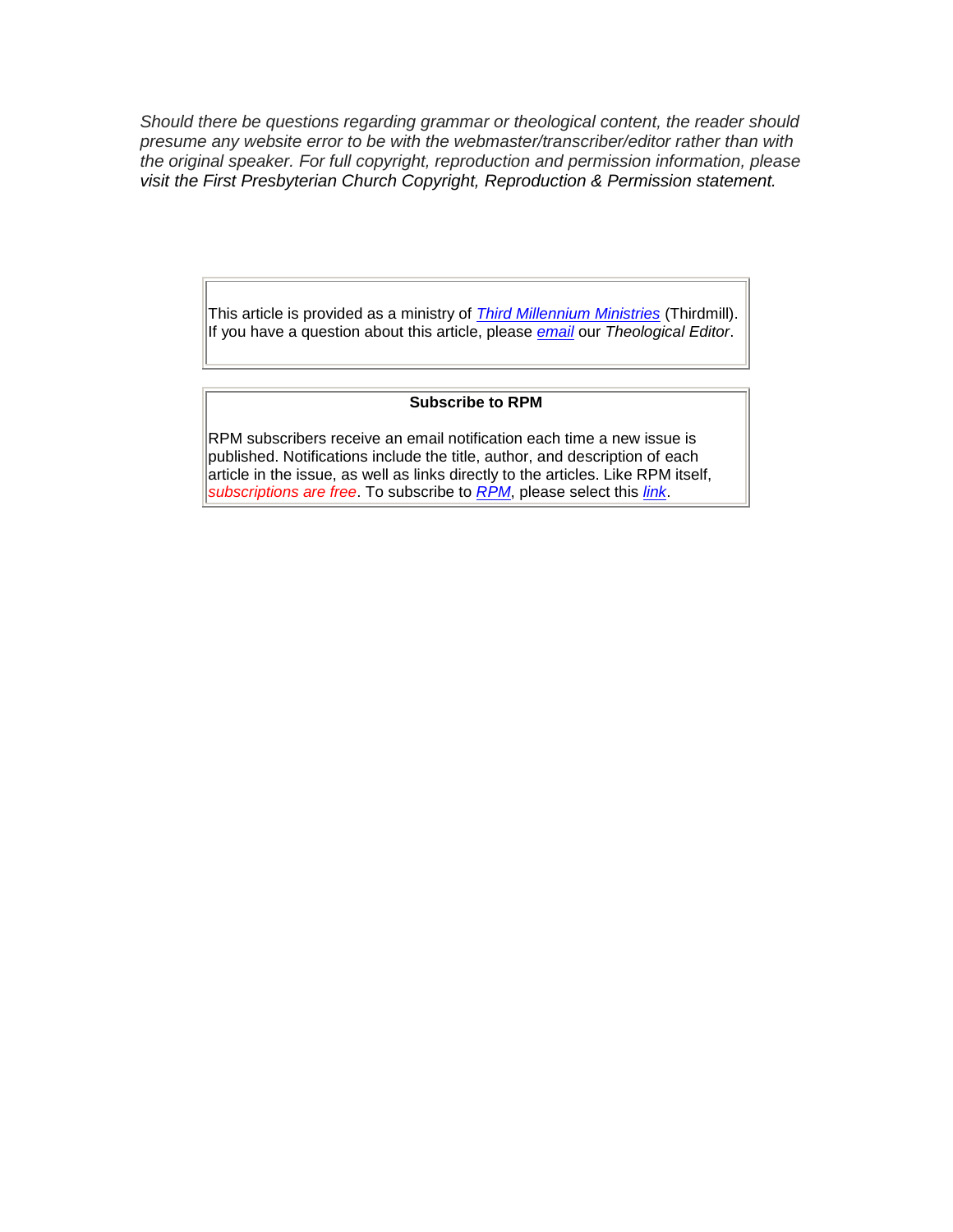*Should there be questions regarding grammar or theological content, the reader should presume any website error to be with the webmaster/transcriber/editor rather than with the original speaker. For full copyright, reproduction and permission information, please visit the First Presbyterian Church Copyright, Reproduction & Permission statement.*

This article is provided as a ministry of *Third Millennium Ministries* (Thirdmill). If you have a question about this article, please *email* our *Theological Editor*.

**Subscribe to RPM**

RPM subscribers receive an email notification each time a new issue is published. Notifications include the title, author, and description of each article in the issue, as well as links directly to the articles. Like RPM itself, *subscriptions are free*. To subscribe to *RPM*, please select this *link*.